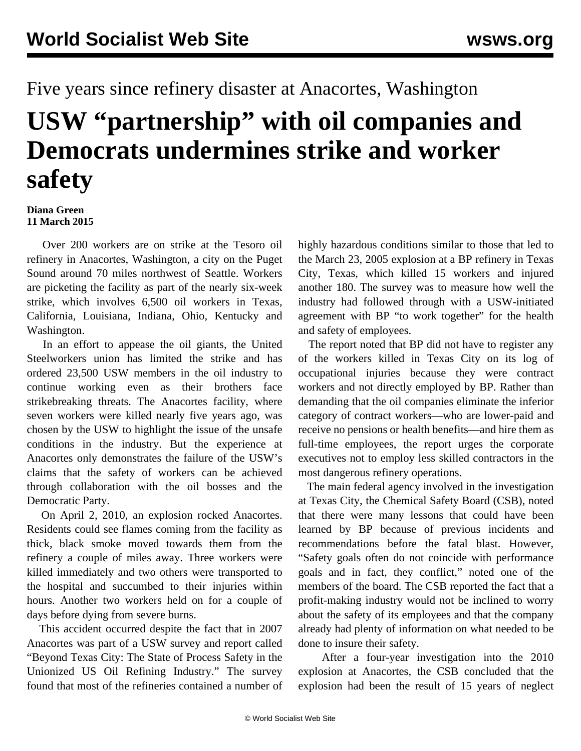Five years since refinery disaster at Anacortes, Washington

# USW "partnership" with oil companies and Democrats undermines strike and worker safety

**Diana Green**
**11 March 2015**

Over 200 workers are on strike at the Tesoro oil refinery in Anacortes, Washington, a city on the Puget Sound around 70 miles northwest of Seattle. Workers are picketing the facility as part of the nearly six-week strike, which involves 6,500 oil workers in Texas, California, Louisiana, Indiana, Ohio, Kentucky and Washington.

In an effort to appease the oil giants, the United Steelworkers union has limited the strike and has ordered 23,500 USW members in the oil industry to continue working even as their brothers face strikebreaking threats. The Anacortes facility, where seven workers were killed nearly five years ago, was chosen by the USW to highlight the issue of the unsafe conditions in the industry. But the experience at Anacortes only demonstrates the failure of the USW's claims that the safety of workers can be achieved through collaboration with the oil bosses and the Democratic Party.

On April 2, 2010, an explosion rocked Anacortes. Residents could see flames coming from the facility as thick, black smoke moved towards them from the refinery a couple of miles away. Three workers were killed immediately and two others were transported to the hospital and succumbed to their injuries within hours. Another two workers held on for a couple of days before dying from severe burns.

This accident occurred despite the fact that in 2007 Anacortes was part of a USW survey and report called "Beyond Texas City: The State of Process Safety in the Unionized US Oil Refining Industry." The survey found that most of the refineries contained a number of highly hazardous conditions similar to those that led to the March 23, 2005 explosion at a BP refinery in Texas City, Texas, which killed 15 workers and injured another 180. The survey was to measure how well the industry had followed through with a USW-initiated agreement with BP "to work together" for the health and safety of employees.

The report noted that BP did not have to register any of the workers killed in Texas City on its log of occupational injuries because they were contract workers and not directly employed by BP. Rather than demanding that the oil companies eliminate the inferior category of contract workers—who are lower-paid and receive no pensions or health benefits—and hire them as full-time employees, the report urges the corporate executives not to employ less skilled contractors in the most dangerous refinery operations.

The main federal agency involved in the investigation at Texas City, the Chemical Safety Board (CSB), noted that there were many lessons that could have been learned by BP because of previous incidents and recommendations before the fatal blast. However, "Safety goals often do not coincide with performance goals and in fact, they conflict," noted one of the members of the board. The CSB reported the fact that a profit-making industry would not be inclined to worry about the safety of its employees and that the company already had plenty of information on what needed to be done to insure their safety.

After a four-year investigation into the 2010 explosion at Anacortes, the CSB concluded that the explosion had been the result of 15 years of neglect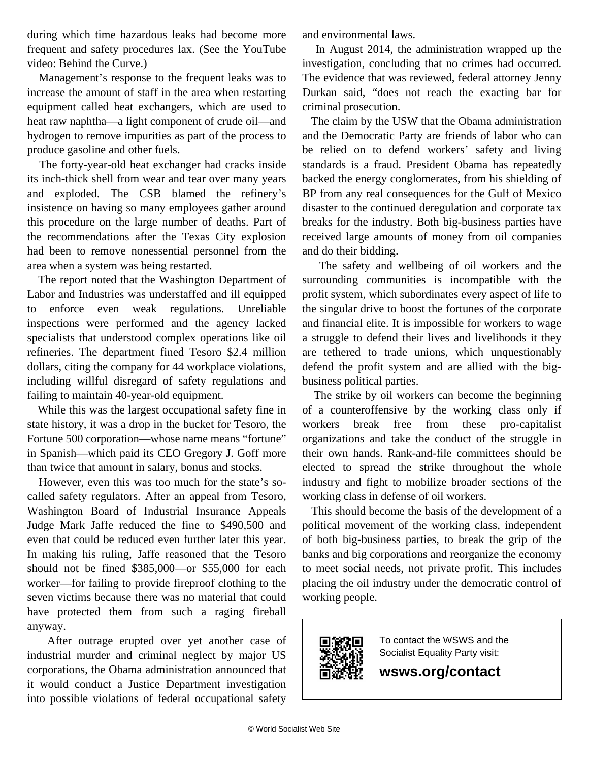during which time hazardous leaks had become more frequent and safety procedures lax. (See the YouTube video: Behind the Curve.)

Management's response to the frequent leaks was to increase the amount of staff in the area when restarting equipment called heat exchangers, which are used to heat raw naphtha—a light component of crude oil—and hydrogen to remove impurities as part of the process to produce gasoline and other fuels.

The forty-year-old heat exchanger had cracks inside its inch-thick shell from wear and tear over many years and exploded. The CSB blamed the refinery's insistence on having so many employees gather around this procedure on the large number of deaths. Part of the recommendations after the Texas City explosion had been to remove nonessential personnel from the area when a system was being restarted.

The report noted that the Washington Department of Labor and Industries was understaffed and ill equipped to enforce even weak regulations. Unreliable inspections were performed and the agency lacked specialists that understood complex operations like oil refineries. The department fined Tesoro $2.4 million dollars, citing the company for 44 workplace violations, including willful disregard of safety regulations and failing to maintain 40-year-old equipment.

While this was the largest occupational safety fine in state history, it was a drop in the bucket for Tesoro, the Fortune 500 corporation—whose name means "fortune" in Spanish—which paid its CEO Gregory J. Goff more than twice that amount in salary, bonus and stocks.

However, even this was too much for the state's so-called safety regulators. After an appeal from Tesoro, Washington Board of Industrial Insurance Appeals Judge Mark Jaffe reduced the fine to $490,500 and even that could be reduced even further later this year. In making his ruling, Jaffe reasoned that the Tesoro should not be fined $385,000—or $55,000 for each worker—for failing to provide fireproof clothing to the seven victims because there was no material that could have protected them from such a raging fireball anyway.

After outrage erupted over yet another case of industrial murder and criminal neglect by major US corporations, the Obama administration announced that it would conduct a Justice Department investigation into possible violations of federal occupational safety and environmental laws.

In August 2014, the administration wrapped up the investigation, concluding that no crimes had occurred. The evidence that was reviewed, federal attorney Jenny Durkan said, "does not reach the exacting bar for criminal prosecution.

The claim by the USW that the Obama administration and the Democratic Party are friends of labor who can be relied on to defend workers' safety and living standards is a fraud. President Obama has repeatedly backed the energy conglomerates, from his shielding of BP from any real consequences for the Gulf of Mexico disaster to the continued deregulation and corporate tax breaks for the industry. Both big-business parties have received large amounts of money from oil companies and do their bidding.

The safety and wellbeing of oil workers and the surrounding communities is incompatible with the profit system, which subordinates every aspect of life to the singular drive to boost the fortunes of the corporate and financial elite. It is impossible for workers to wage a struggle to defend their lives and livelihoods it they are tethered to trade unions, which unquestionably defend the profit system and are allied with the big-business political parties.

The strike by oil workers can become the beginning of a counteroffensive by the working class only if workers break free from these pro-capitalist organizations and take the conduct of the struggle in their own hands. Rank-and-file committees should be elected to spread the strike throughout the whole industry and fight to mobilize broader sections of the working class in defense of oil workers.

This should become the basis of the development of a political movement of the working class, independent of both big-business parties, to break the grip of the banks and big corporations and reorganize the economy to meet social needs, not private profit. This includes placing the oil industry under the democratic control of working people.

To contact the WSWS and the Socialist Equality Party visit:

**wsws.org/contact**